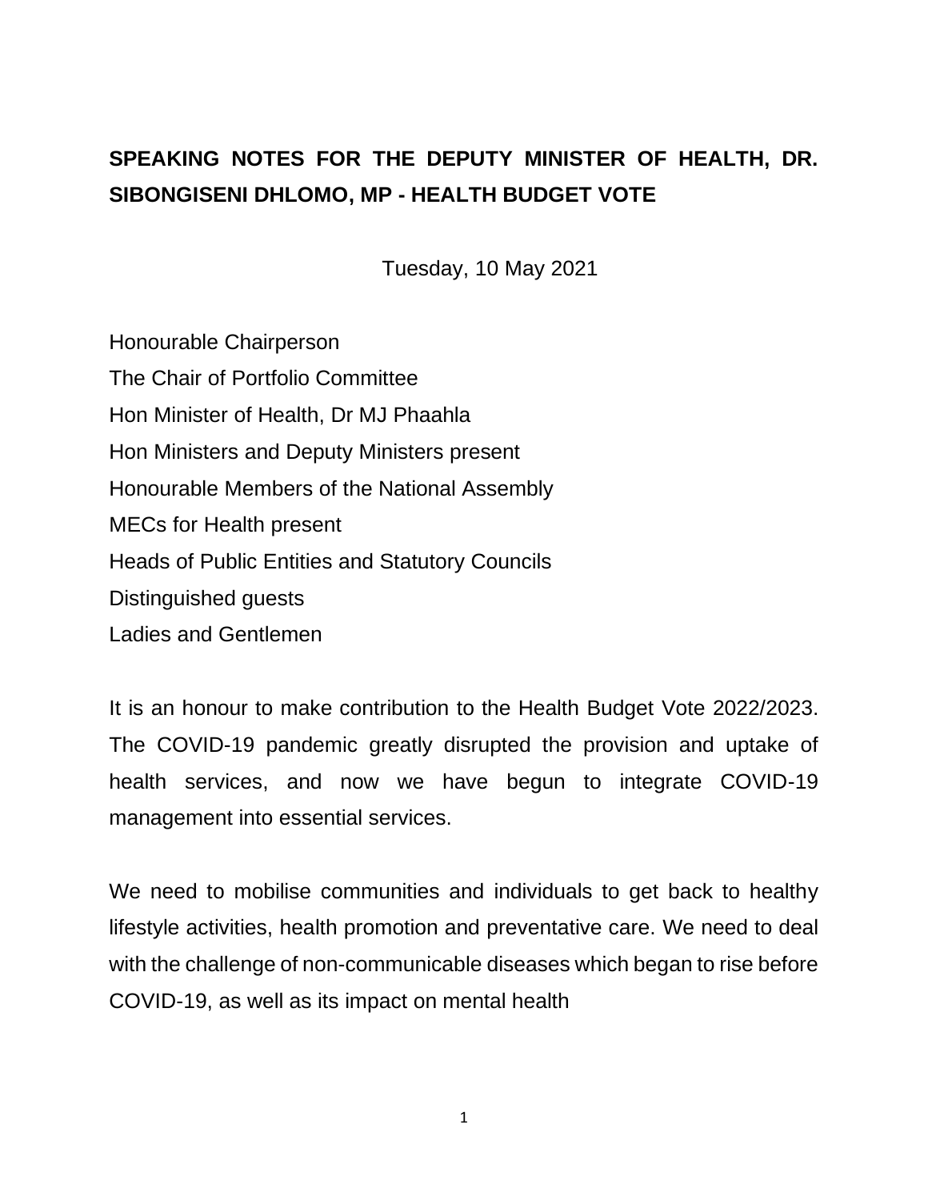# SPEAKING NOTES FOR THE DEPUTY MINISTER OF HEALTH, DR. SIBONGISENI DHLOMO, MP - HEALTH BUDGET VOTE

Tuesday, 10 May 2021

Honourable Chairperson
The Chair of Portfolio Committee
Hon Minister of Health, Dr MJ Phaahla
Hon Ministers and Deputy Ministers present
Honourable Members of the National Assembly
MECs for Health present
Heads of Public Entities and Statutory Councils
Distinguished guests
Ladies and Gentlemen

It is an honour to make contribution to the Health Budget Vote 2022/2023. The COVID-19 pandemic greatly disrupted the provision and uptake of health services, and now we have begun to integrate COVID-19 management into essential services.

We need to mobilise communities and individuals to get back to healthy lifestyle activities, health promotion and preventative care. We need to deal with the challenge of non-communicable diseases which began to rise before COVID-19, as well as its impact on mental health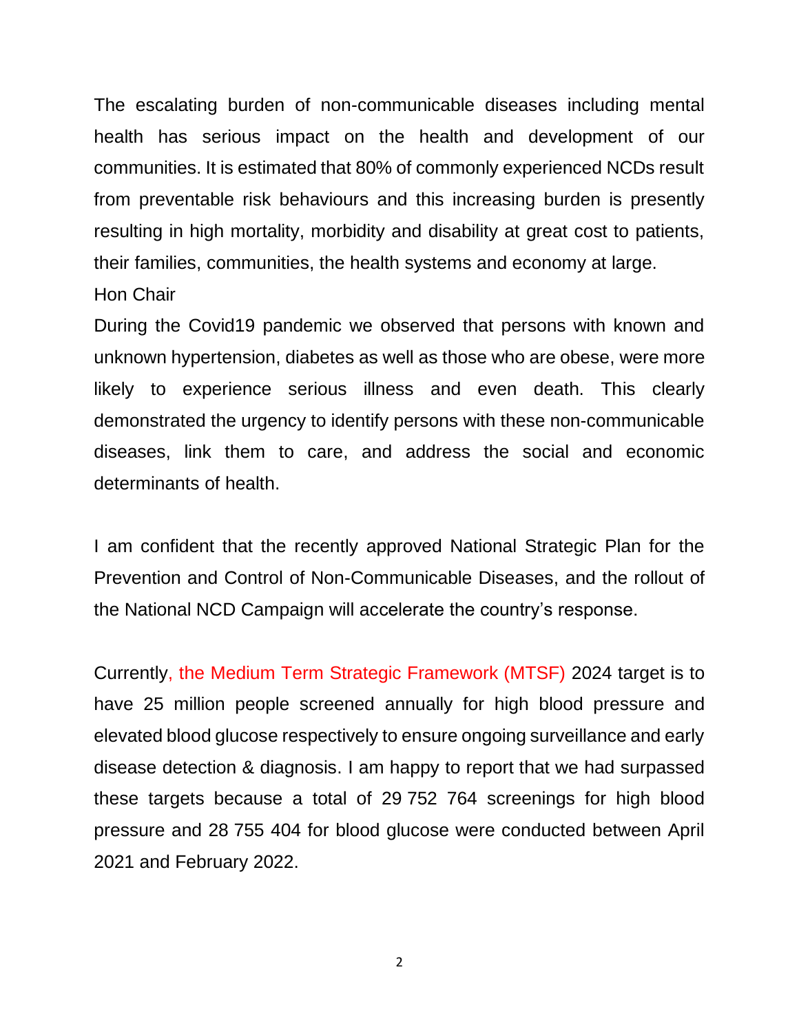The escalating burden of non-communicable diseases including mental health has serious impact on the health and development of our communities. It is estimated that 80% of commonly experienced NCDs result from preventable risk behaviours and this increasing burden is presently resulting in high mortality, morbidity and disability at great cost to patients, their families, communities, the health systems and economy at large.

Hon Chair

During the Covid19 pandemic we observed that persons with known and unknown hypertension, diabetes as well as those who are obese, were more likely to experience serious illness and even death. This clearly demonstrated the urgency to identify persons with these non-communicable diseases, link them to care, and address the social and economic determinants of health.

I am confident that the recently approved National Strategic Plan for the Prevention and Control of Non-Communicable Diseases, and the rollout of the National NCD Campaign will accelerate the country's response.

Currently, the Medium Term Strategic Framework (MTSF) 2024 target is to have 25 million people screened annually for high blood pressure and elevated blood glucose respectively to ensure ongoing surveillance and early disease detection & diagnosis. I am happy to report that we had surpassed these targets because a total of 29 752 764 screenings for high blood pressure and 28 755 404 for blood glucose were conducted between April 2021 and February 2022.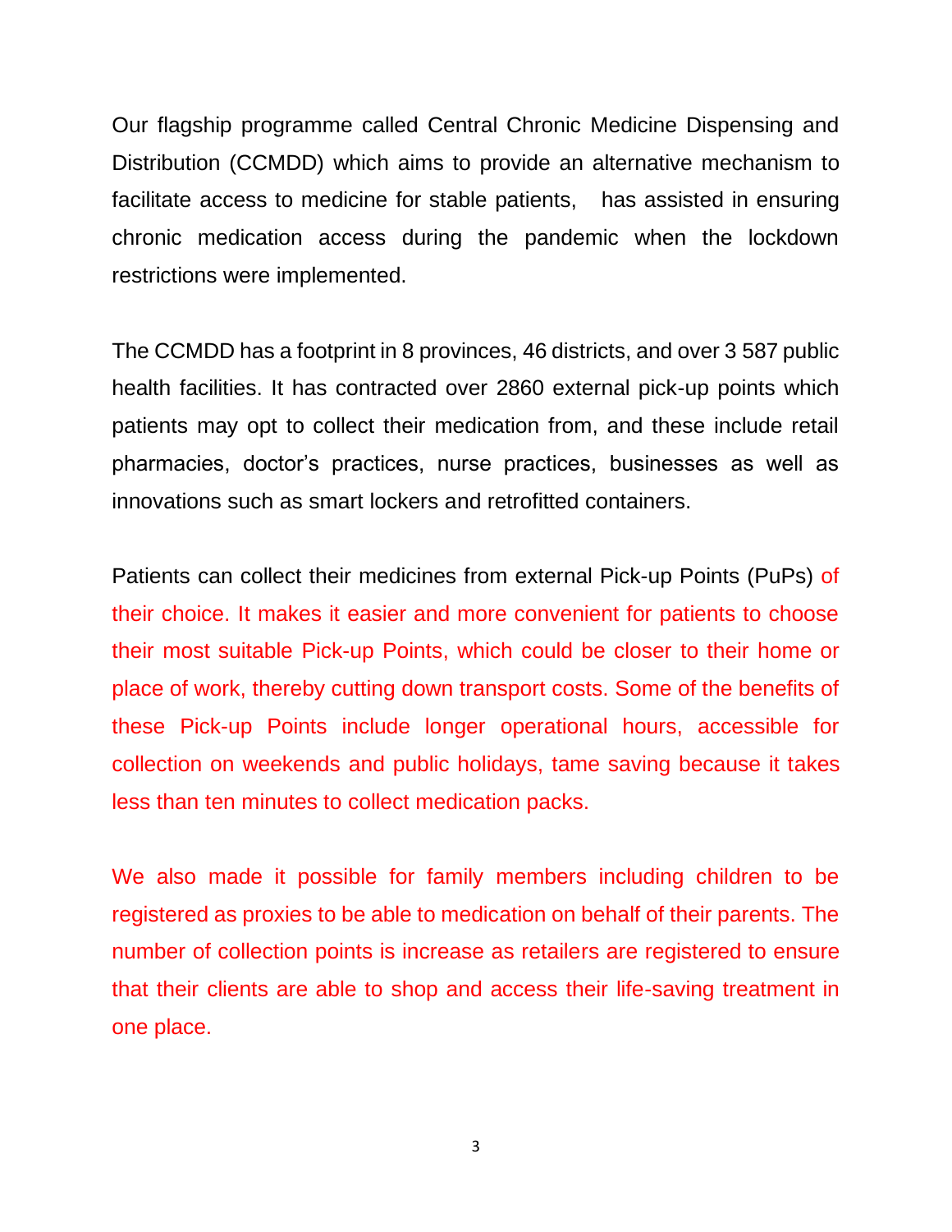Our flagship programme called Central Chronic Medicine Dispensing and Distribution (CCMDD) which aims to provide an alternative mechanism to facilitate access to medicine for stable patients, has assisted in ensuring chronic medication access during the pandemic when the lockdown restrictions were implemented.

The CCMDD has a footprint in 8 provinces, 46 districts, and over 3 587 public health facilities. It has contracted over 2860 external pick-up points which patients may opt to collect their medication from, and these include retail pharmacies, doctor's practices, nurse practices, businesses as well as innovations such as smart lockers and retrofitted containers.

Patients can collect their medicines from external Pick-up Points (PuPs) of their choice. It makes it easier and more convenient for patients to choose their most suitable Pick-up Points, which could be closer to their home or place of work, thereby cutting down transport costs. Some of the benefits of these Pick-up Points include longer operational hours, accessible for collection on weekends and public holidays, tame saving because it takes less than ten minutes to collect medication packs.

We also made it possible for family members including children to be registered as proxies to be able to medication on behalf of their parents. The number of collection points is increase as retailers are registered to ensure that their clients are able to shop and access their life-saving treatment in one place.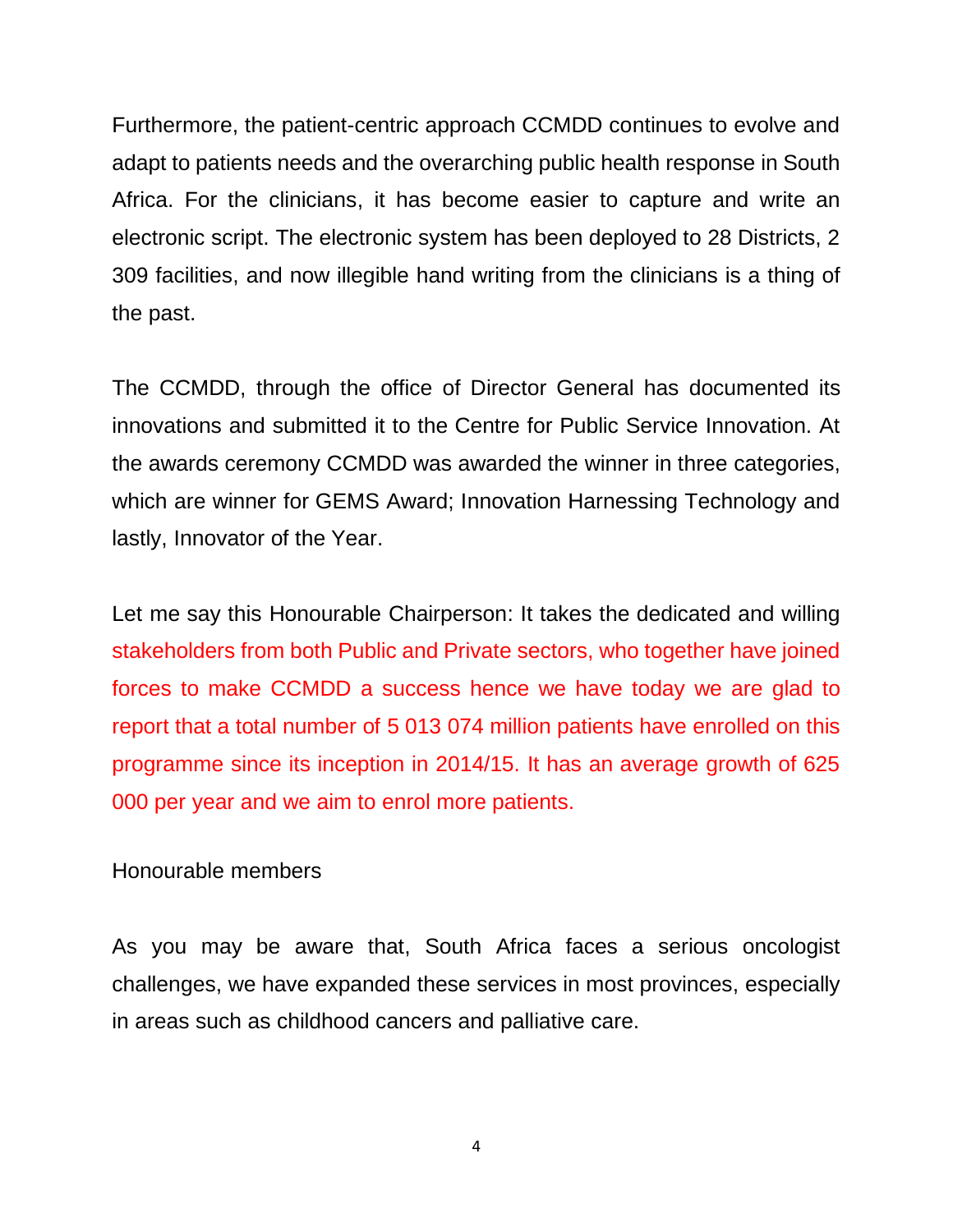Furthermore, the patient-centric approach CCMDD continues to evolve and adapt to patients needs and the overarching public health response in South Africa. For the clinicians, it has become easier to capture and write an electronic script. The electronic system has been deployed to 28 Districts, 2 309 facilities, and now illegible hand writing from the clinicians is a thing of the past.

The CCMDD, through the office of Director General has documented its innovations and submitted it to the Centre for Public Service Innovation. At the awards ceremony CCMDD was awarded the winner in three categories, which are winner for GEMS Award; Innovation Harnessing Technology and lastly, Innovator of the Year.

Let me say this Honourable Chairperson: It takes the dedicated and willing stakeholders from both Public and Private sectors, who together have joined forces to make CCMDD a success hence we have today we are glad to report that a total number of 5 013 074 million patients have enrolled on this programme since its inception in 2014/15. It has an average growth of 625 000 per year and we aim to enrol more patients.

Honourable members

As you may be aware that, South Africa faces a serious oncologist challenges, we have expanded these services in most provinces, especially in areas such as childhood cancers and palliative care.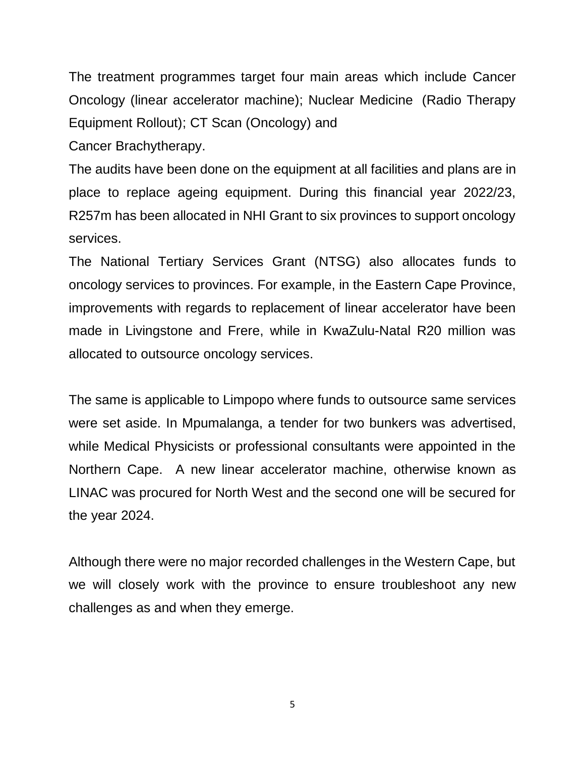The treatment programmes target four main areas which include Cancer Oncology (linear accelerator machine); Nuclear Medicine (Radio Therapy Equipment Rollout); CT Scan (Oncology) and
Cancer Brachytherapy.

The audits have been done on the equipment at all facilities and plans are in place to replace ageing equipment. During this financial year 2022/23, R257m has been allocated in NHI Grant to six provinces to support oncology services.

The National Tertiary Services Grant (NTSG) also allocates funds to oncology services to provinces. For example, in the Eastern Cape Province, improvements with regards to replacement of linear accelerator have been made in Livingstone and Frere, while in KwaZulu-Natal R20 million was allocated to outsource oncology services.

The same is applicable to Limpopo where funds to outsource same services were set aside. In Mpumalanga, a tender for two bunkers was advertised, while Medical Physicists or professional consultants were appointed in the Northern Cape. A new linear accelerator machine, otherwise known as LINAC was procured for North West and the second one will be secured for the year 2024.

Although there were no major recorded challenges in the Western Cape, but we will closely work with the province to ensure troubleshoot any new challenges as and when they emerge.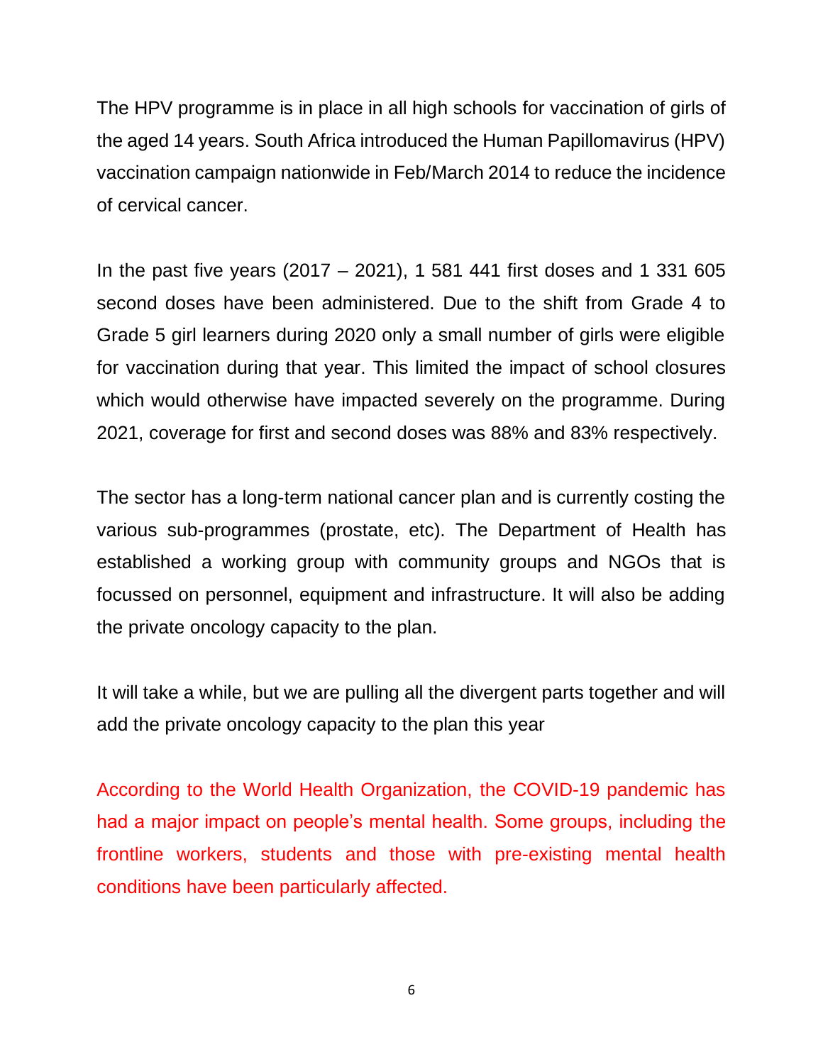The HPV programme is in place in all high schools for vaccination of girls of the aged 14 years. South Africa introduced the Human Papillomavirus (HPV) vaccination campaign nationwide in Feb/March 2014 to reduce the incidence of cervical cancer.

In the past five years (2017 – 2021), 1 581 441 first doses and 1 331 605 second doses have been administered. Due to the shift from Grade 4 to Grade 5 girl learners during 2020 only a small number of girls were eligible for vaccination during that year. This limited the impact of school closures which would otherwise have impacted severely on the programme. During 2021, coverage for first and second doses was 88% and 83% respectively.

The sector has a long-term national cancer plan and is currently costing the various sub-programmes (prostate, etc). The Department of Health has established a working group with community groups and NGOs that is focussed on personnel, equipment and infrastructure. It will also be adding the private oncology capacity to the plan.

It will take a while, but we are pulling all the divergent parts together and will add the private oncology capacity to the plan this year

According to the World Health Organization, the COVID-19 pandemic has had a major impact on people's mental health. Some groups, including the frontline workers, students and those with pre-existing mental health conditions have been particularly affected.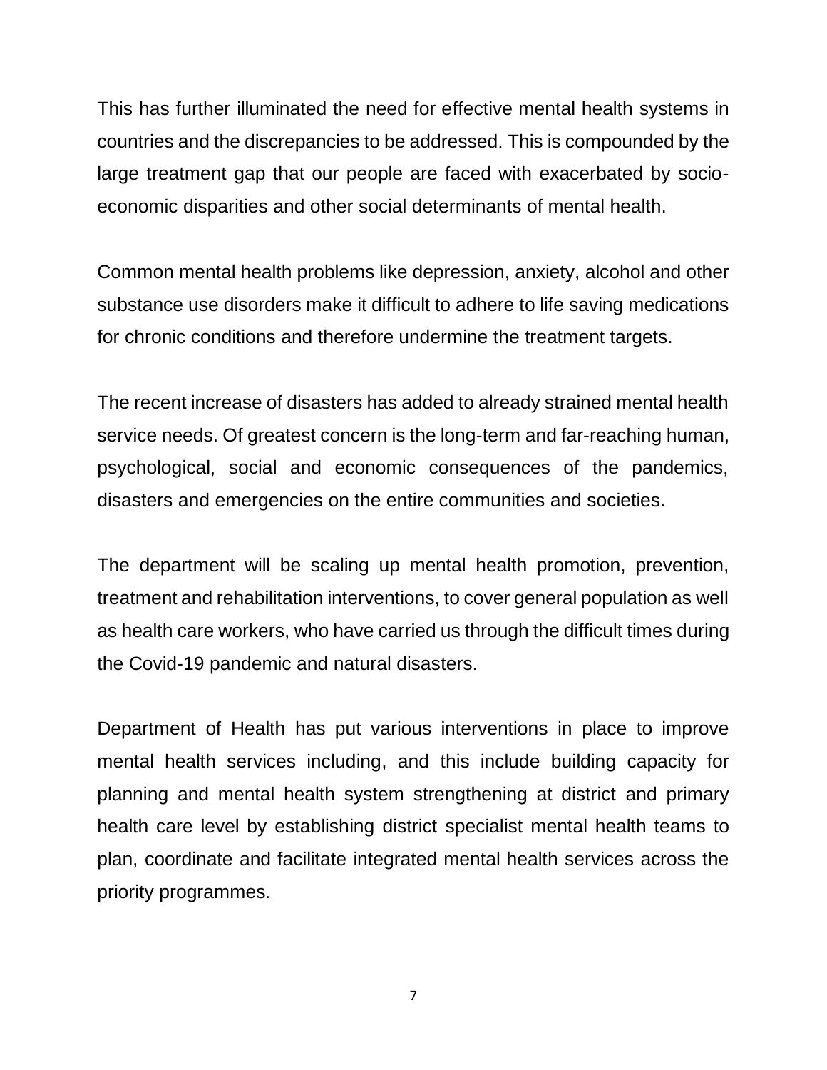This has further illuminated the need for effective mental health systems in countries and the discrepancies to be addressed. This is compounded by the large treatment gap that our people are faced with exacerbated by socio-economic disparities and other social determinants of mental health.

Common mental health problems like depression, anxiety, alcohol and other substance use disorders make it difficult to adhere to life saving medications for chronic conditions and therefore undermine the treatment targets.

The recent increase of disasters has added to already strained mental health service needs. Of greatest concern is the long-term and far-reaching human, psychological, social and economic consequences of the pandemics, disasters and emergencies on the entire communities and societies.

The department will be scaling up mental health promotion, prevention, treatment and rehabilitation interventions, to cover general population as well as health care workers, who have carried us through the difficult times during the Covid-19 pandemic and natural disasters.

Department of Health has put various interventions in place to improve mental health services including, and this include building capacity for planning and mental health system strengthening at district and primary health care level by establishing district specialist mental health teams to plan, coordinate and facilitate integrated mental health services across the priority programmes.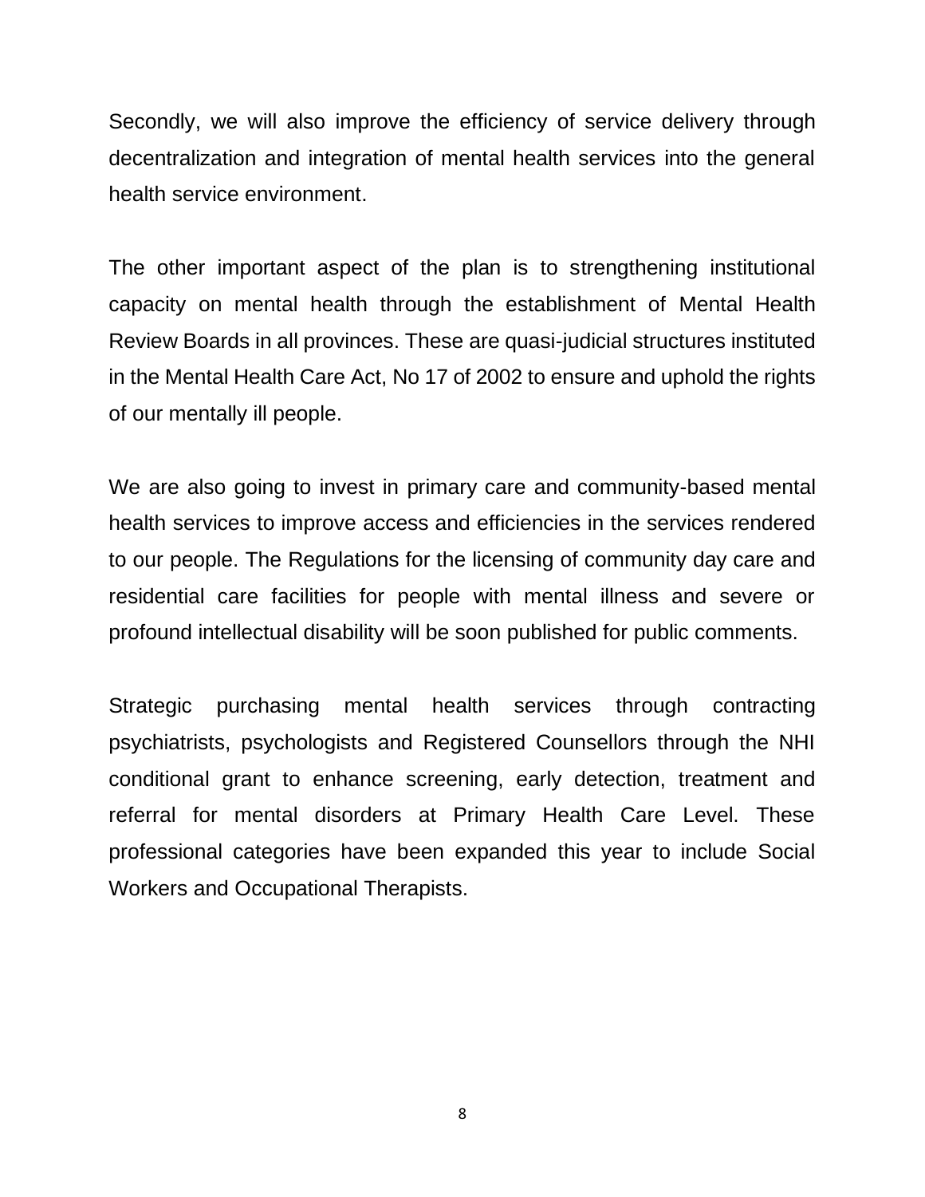Secondly, we will also improve the efficiency of service delivery through decentralization and integration of mental health services into the general health service environment.

The other important aspect of the plan is to strengthening institutional capacity on mental health through the establishment of Mental Health Review Boards in all provinces. These are quasi-judicial structures instituted in the Mental Health Care Act, No 17 of 2002 to ensure and uphold the rights of our mentally ill people.

We are also going to invest in primary care and community-based mental health services to improve access and efficiencies in the services rendered to our people. The Regulations for the licensing of community day care and residential care facilities for people with mental illness and severe or profound intellectual disability will be soon published for public comments.

Strategic purchasing mental health services through contracting psychiatrists, psychologists and Registered Counsellors through the NHI conditional grant to enhance screening, early detection, treatment and referral for mental disorders at Primary Health Care Level. These professional categories have been expanded this year to include Social Workers and Occupational Therapists.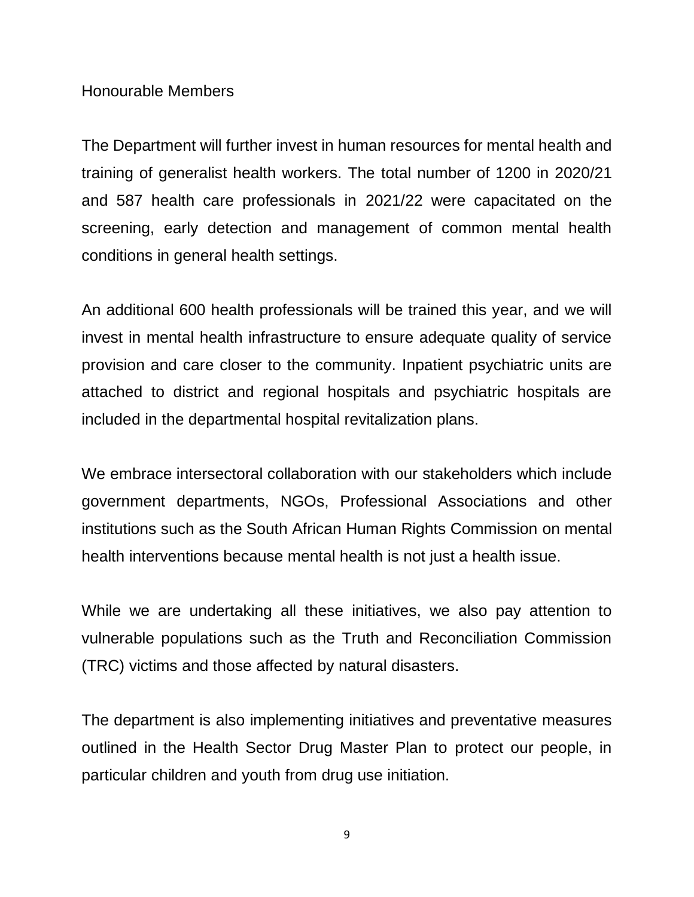Honourable Members

The Department will further invest in human resources for mental health and training of generalist health workers. The total number of 1200 in 2020/21 and 587 health care professionals in 2021/22 were capacitated on the screening, early detection and management of common mental health conditions in general health settings.

An additional 600 health professionals will be trained this year, and we will invest in mental health infrastructure to ensure adequate quality of service provision and care closer to the community. Inpatient psychiatric units are attached to district and regional hospitals and psychiatric hospitals are included in the departmental hospital revitalization plans.

We embrace intersectoral collaboration with our stakeholders which include government departments, NGOs, Professional Associations and other institutions such as the South African Human Rights Commission on mental health interventions because mental health is not just a health issue.

While we are undertaking all these initiatives, we also pay attention to vulnerable populations such as the Truth and Reconciliation Commission (TRC) victims and those affected by natural disasters.

The department is also implementing initiatives and preventative measures outlined in the Health Sector Drug Master Plan to protect our people, in particular children and youth from drug use initiation.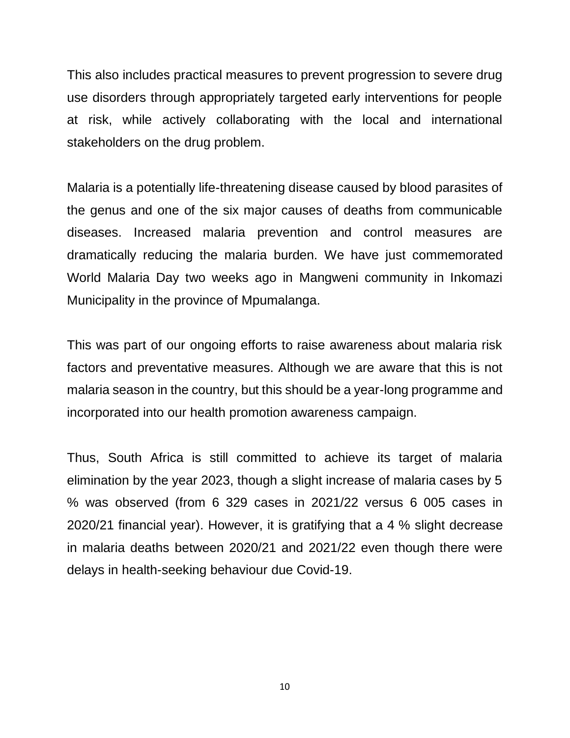This also includes practical measures to prevent progression to severe drug use disorders through appropriately targeted early interventions for people at risk, while actively collaborating with the local and international stakeholders on the drug problem.

Malaria is a potentially life-threatening disease caused by blood parasites of the genus and one of the six major causes of deaths from communicable diseases. Increased malaria prevention and control measures are dramatically reducing the malaria burden. We have just commemorated World Malaria Day two weeks ago in Mangweni community in Inkomazi Municipality in the province of Mpumalanga.

This was part of our ongoing efforts to raise awareness about malaria risk factors and preventative measures. Although we are aware that this is not malaria season in the country, but this should be a year-long programme and incorporated into our health promotion awareness campaign.

Thus, South Africa is still committed to achieve its target of malaria elimination by the year 2023, though a slight increase of malaria cases by 5 % was observed (from 6 329 cases in 2021/22 versus 6 005 cases in 2020/21 financial year). However, it is gratifying that a 4 % slight decrease in malaria deaths between 2020/21 and 2021/22 even though there were delays in health-seeking behaviour due Covid-19.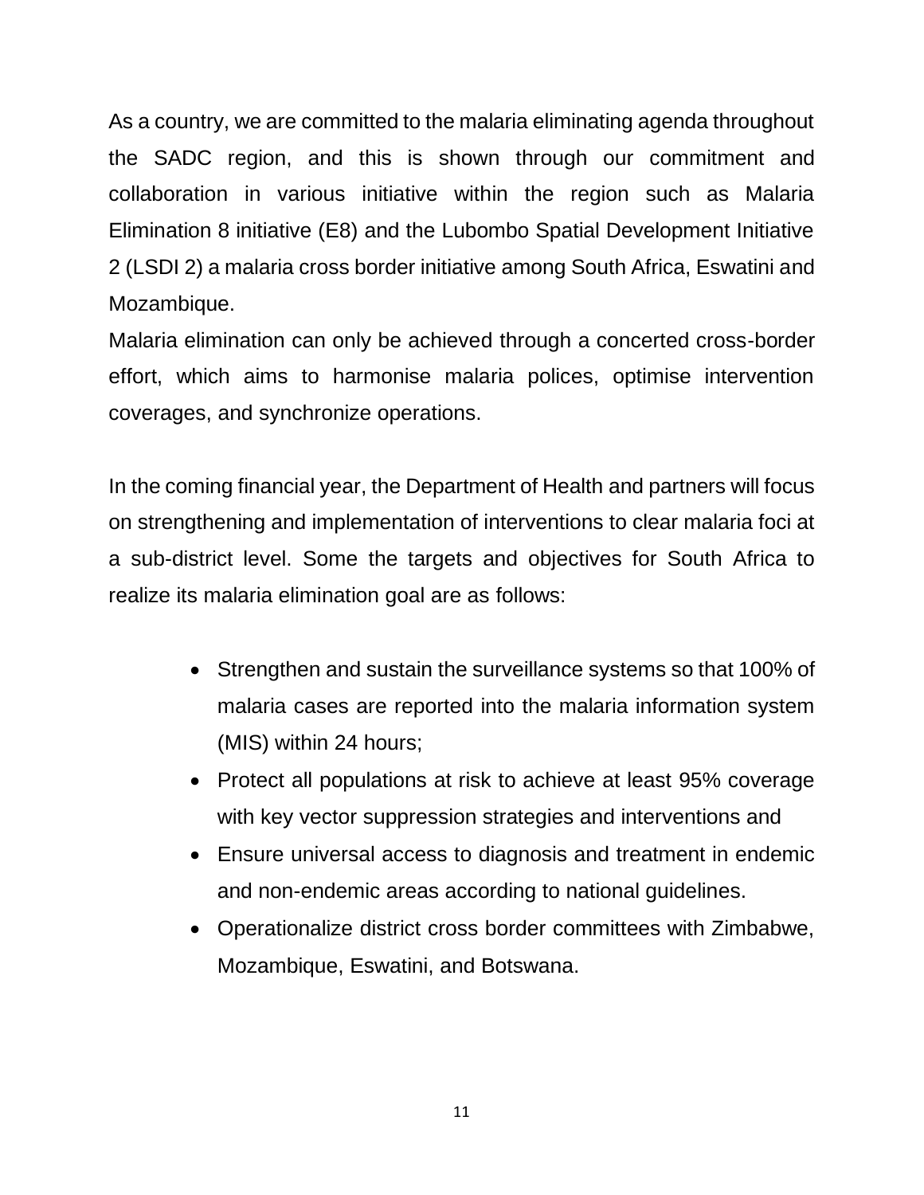As a country, we are committed to the malaria eliminating agenda throughout the SADC region, and this is shown through our commitment and collaboration in various initiative within the region such as Malaria Elimination 8 initiative (E8) and the Lubombo Spatial Development Initiative 2 (LSDI 2) a malaria cross border initiative among South Africa, Eswatini and Mozambique.
Malaria elimination can only be achieved through a concerted cross-border effort, which aims to harmonise malaria polices, optimise intervention coverages, and synchronize operations.

In the coming financial year, the Department of Health and partners will focus on strengthening and implementation of interventions to clear malaria foci at a sub-district level. Some the targets and objectives for South Africa to realize its malaria elimination goal are as follows:

- Strengthen and sustain the surveillance systems so that 100% of malaria cases are reported into the malaria information system (MIS) within 24 hours;
- Protect all populations at risk to achieve at least 95% coverage with key vector suppression strategies and interventions and
- Ensure universal access to diagnosis and treatment in endemic and non-endemic areas according to national guidelines.
- Operationalize district cross border committees with Zimbabwe, Mozambique, Eswatini, and Botswana.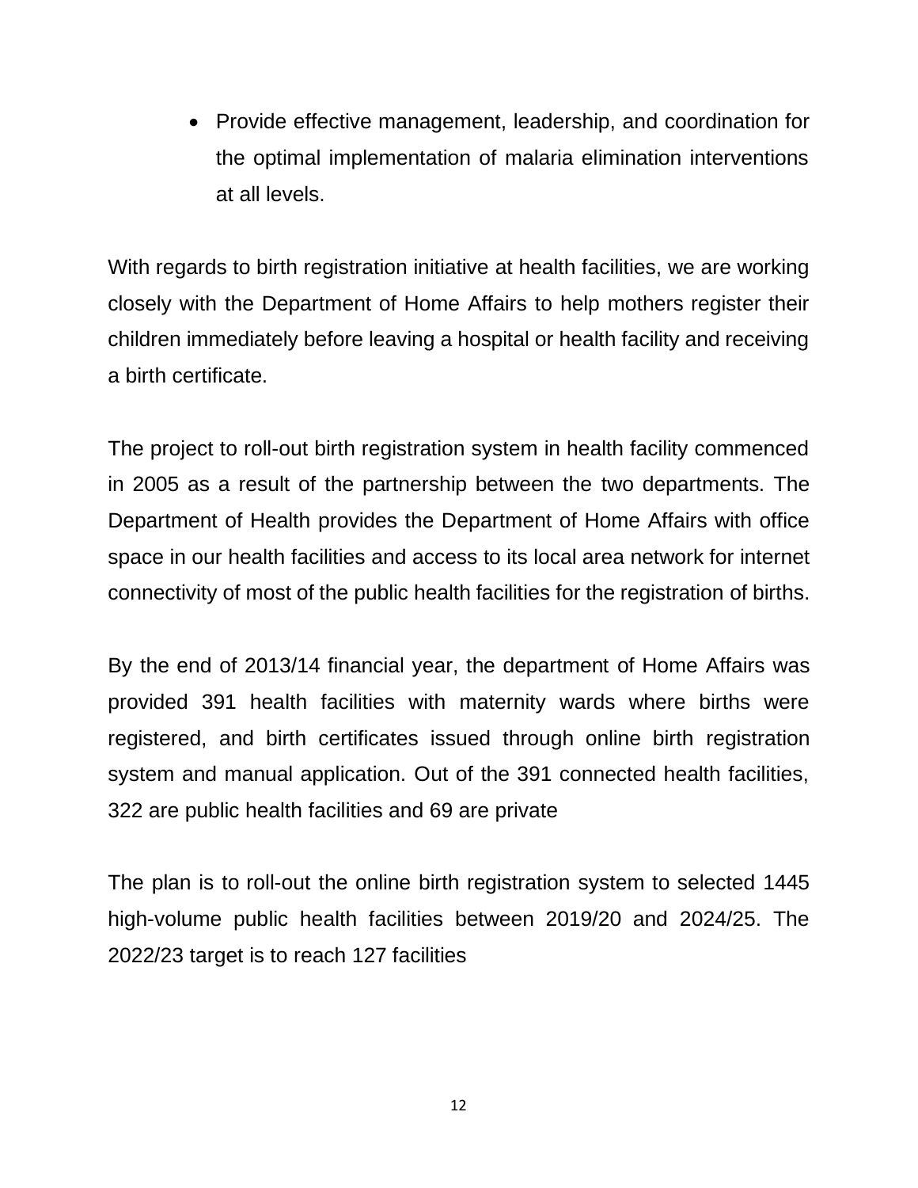- Provide effective management, leadership, and coordination for the optimal implementation of malaria elimination interventions at all levels.

With regards to birth registration initiative at health facilities, we are working closely with the Department of Home Affairs to help mothers register their children immediately before leaving a hospital or health facility and receiving a birth certificate.

The project to roll-out birth registration system in health facility commenced in 2005 as a result of the partnership between the two departments. The Department of Health provides the Department of Home Affairs with office space in our health facilities and access to its local area network for internet connectivity of most of the public health facilities for the registration of births.

By the end of 2013/14 financial year, the department of Home Affairs was provided 391 health facilities with maternity wards where births were registered, and birth certificates issued through online birth registration system and manual application. Out of the 391 connected health facilities, 322 are public health facilities and 69 are private

The plan is to roll-out the online birth registration system to selected 1445 high-volume public health facilities between 2019/20 and 2024/25. The 2022/23 target is to reach 127 facilities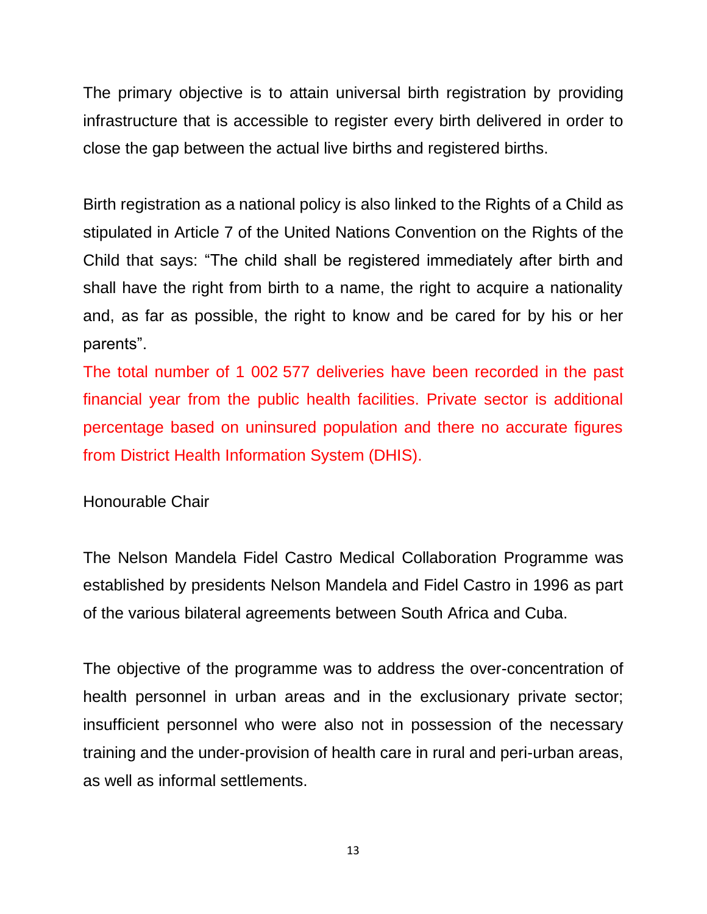The primary objective is to attain universal birth registration by providing infrastructure that is accessible to register every birth delivered in order to close the gap between the actual live births and registered births.

Birth registration as a national policy is also linked to the Rights of a Child as stipulated in Article 7 of the United Nations Convention on the Rights of the Child that says: "The child shall be registered immediately after birth and shall have the right from birth to a name, the right to acquire a nationality and, as far as possible, the right to know and be cared for by his or her parents".

The total number of 1 002 577 deliveries have been recorded in the past financial year from the public health facilities. Private sector is additional percentage based on uninsured population and there no accurate figures from District Health Information System (DHIS).

Honourable Chair

The Nelson Mandela Fidel Castro Medical Collaboration Programme was established by presidents Nelson Mandela and Fidel Castro in 1996 as part of the various bilateral agreements between South Africa and Cuba.

The objective of the programme was to address the over-concentration of health personnel in urban areas and in the exclusionary private sector; insufficient personnel who were also not in possession of the necessary training and the under-provision of health care in rural and peri-urban areas, as well as informal settlements.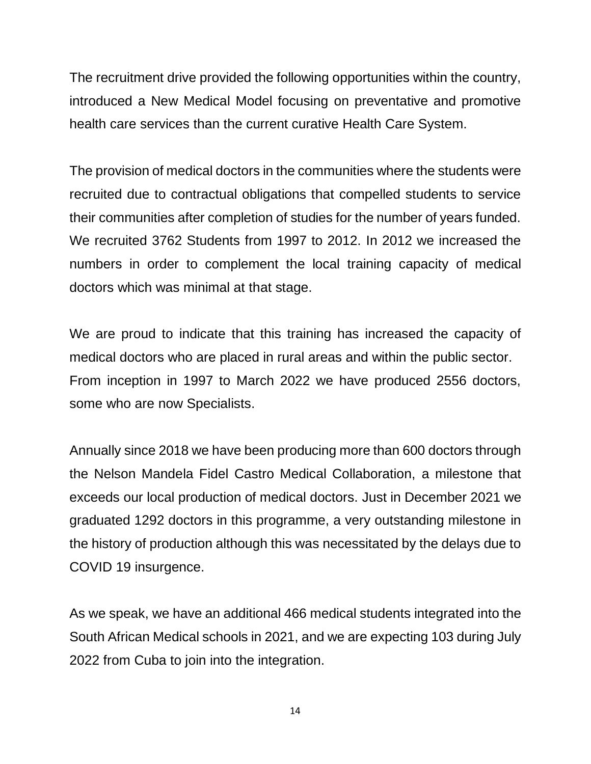The recruitment drive provided the following opportunities within the country, introduced a New Medical Model focusing on preventative and promotive health care services than the current curative Health Care System.

The provision of medical doctors in the communities where the students were recruited due to contractual obligations that compelled students to service their communities after completion of studies for the number of years funded. We recruited 3762 Students from 1997 to 2012. In 2012 we increased the numbers in order to complement the local training capacity of medical doctors which was minimal at that stage.

We are proud to indicate that this training has increased the capacity of medical doctors who are placed in rural areas and within the public sector. From inception in 1997 to March 2022 we have produced 2556 doctors, some who are now Specialists.

Annually since 2018 we have been producing more than 600 doctors through the Nelson Mandela Fidel Castro Medical Collaboration, a milestone that exceeds our local production of medical doctors. Just in December 2021 we graduated 1292 doctors in this programme, a very outstanding milestone in the history of production although this was necessitated by the delays due to COVID 19 insurgence.

As we speak, we have an additional 466 medical students integrated into the South African Medical schools in 2021, and we are expecting 103 during July 2022 from Cuba to join into the integration.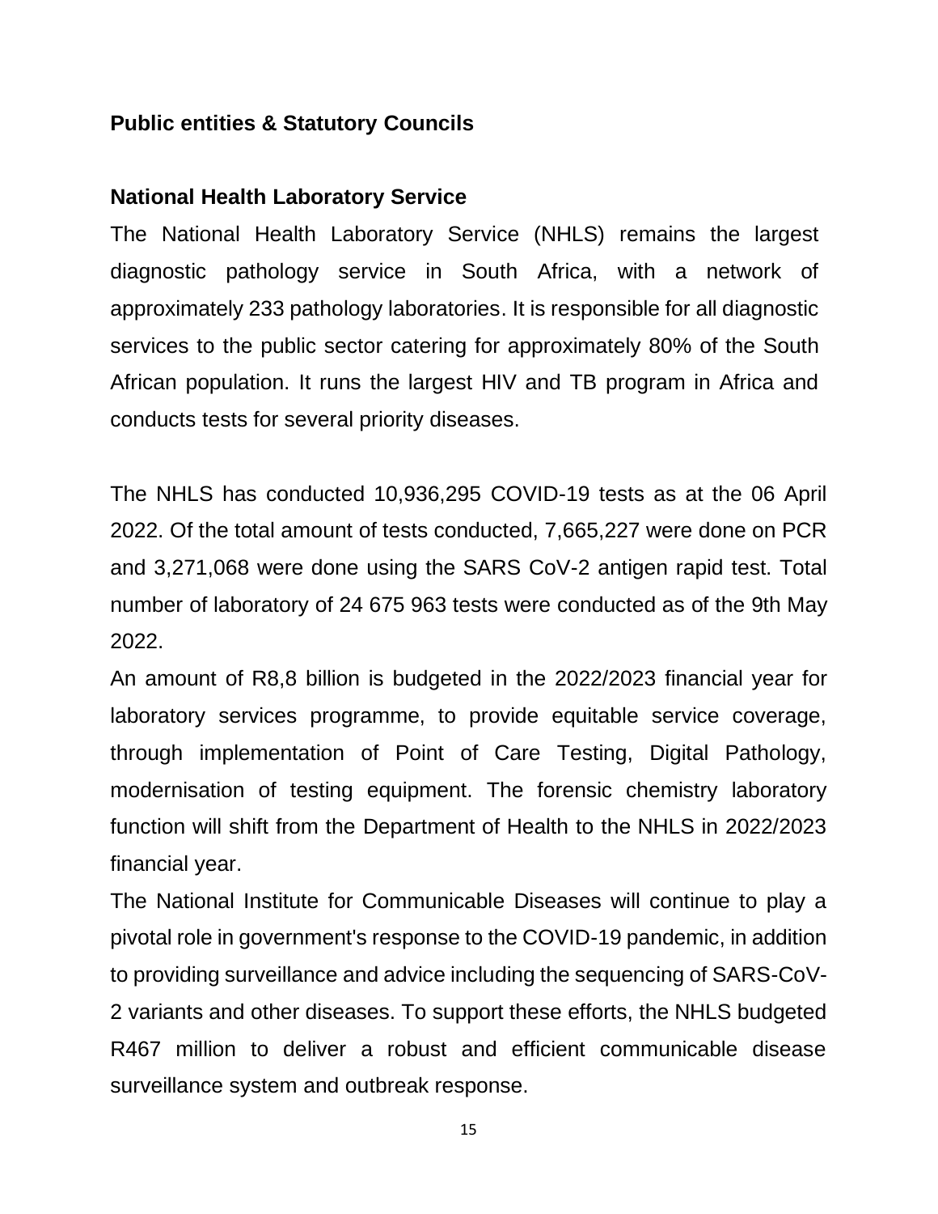## Public entities & Statutory Councils

### National Health Laboratory Service

The National Health Laboratory Service (NHLS) remains the largest diagnostic pathology service in South Africa, with a network of approximately 233 pathology laboratories. It is responsible for all diagnostic services to the public sector catering for approximately 80% of the South African population. It runs the largest HIV and TB program in Africa and conducts tests for several priority diseases.

The NHLS has conducted 10,936,295 COVID-19 tests as at the 06 April 2022. Of the total amount of tests conducted, 7,665,227 were done on PCR and 3,271,068 were done using the SARS CoV-2 antigen rapid test. Total number of laboratory of 24 675 963 tests were conducted as of the 9th May 2022.

An amount of R8,8 billion is budgeted in the 2022/2023 financial year for laboratory services programme, to provide equitable service coverage, through implementation of Point of Care Testing, Digital Pathology, modernisation of testing equipment. The forensic chemistry laboratory function will shift from the Department of Health to the NHLS in 2022/2023 financial year.

The National Institute for Communicable Diseases will continue to play a pivotal role in government's response to the COVID-19 pandemic, in addition to providing surveillance and advice including the sequencing of SARS-CoV-2 variants and other diseases. To support these efforts, the NHLS budgeted R467 million to deliver a robust and efficient communicable disease surveillance system and outbreak response.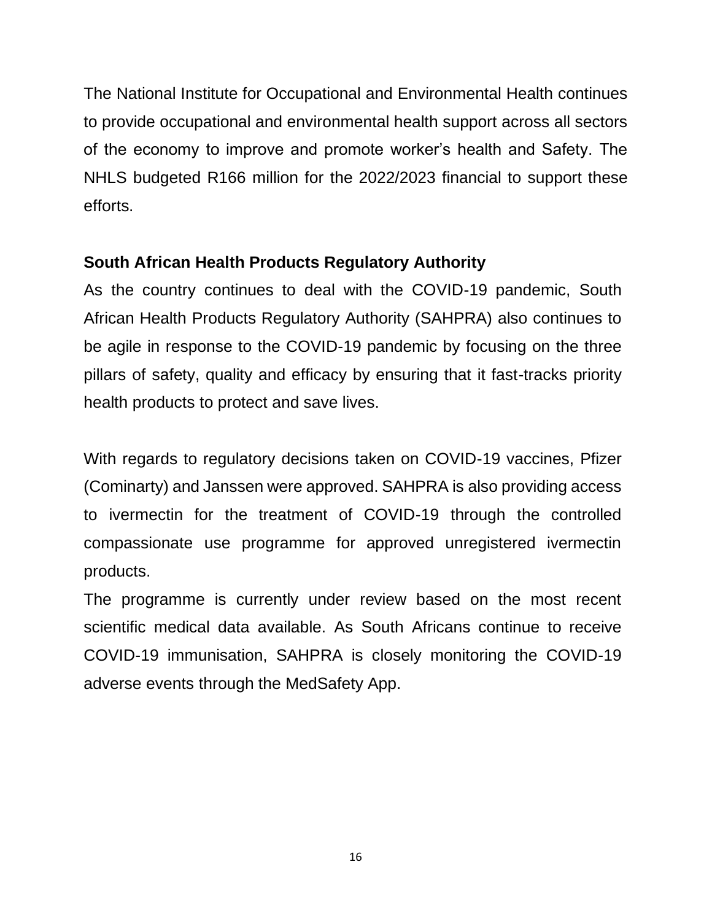The National Institute for Occupational and Environmental Health continues to provide occupational and environmental health support across all sectors of the economy to improve and promote worker's health and Safety. The NHLS budgeted R166 million for the 2022/2023 financial to support these efforts.

**South African Health Products Regulatory Authority**

As the country continues to deal with the COVID-19 pandemic, South African Health Products Regulatory Authority (SAHPRA) also continues to be agile in response to the COVID-19 pandemic by focusing on the three pillars of safety, quality and efficacy by ensuring that it fast-tracks priority health products to protect and save lives.

With regards to regulatory decisions taken on COVID-19 vaccines, Pfizer (Cominarty) and Janssen were approved. SAHPRA is also providing access to ivermectin for the treatment of COVID-19 through the controlled compassionate use programme for approved unregistered ivermectin products.

The programme is currently under review based on the most recent scientific medical data available. As South Africans continue to receive COVID-19 immunisation, SAHPRA is closely monitoring the COVID-19 adverse events through the MedSafety App.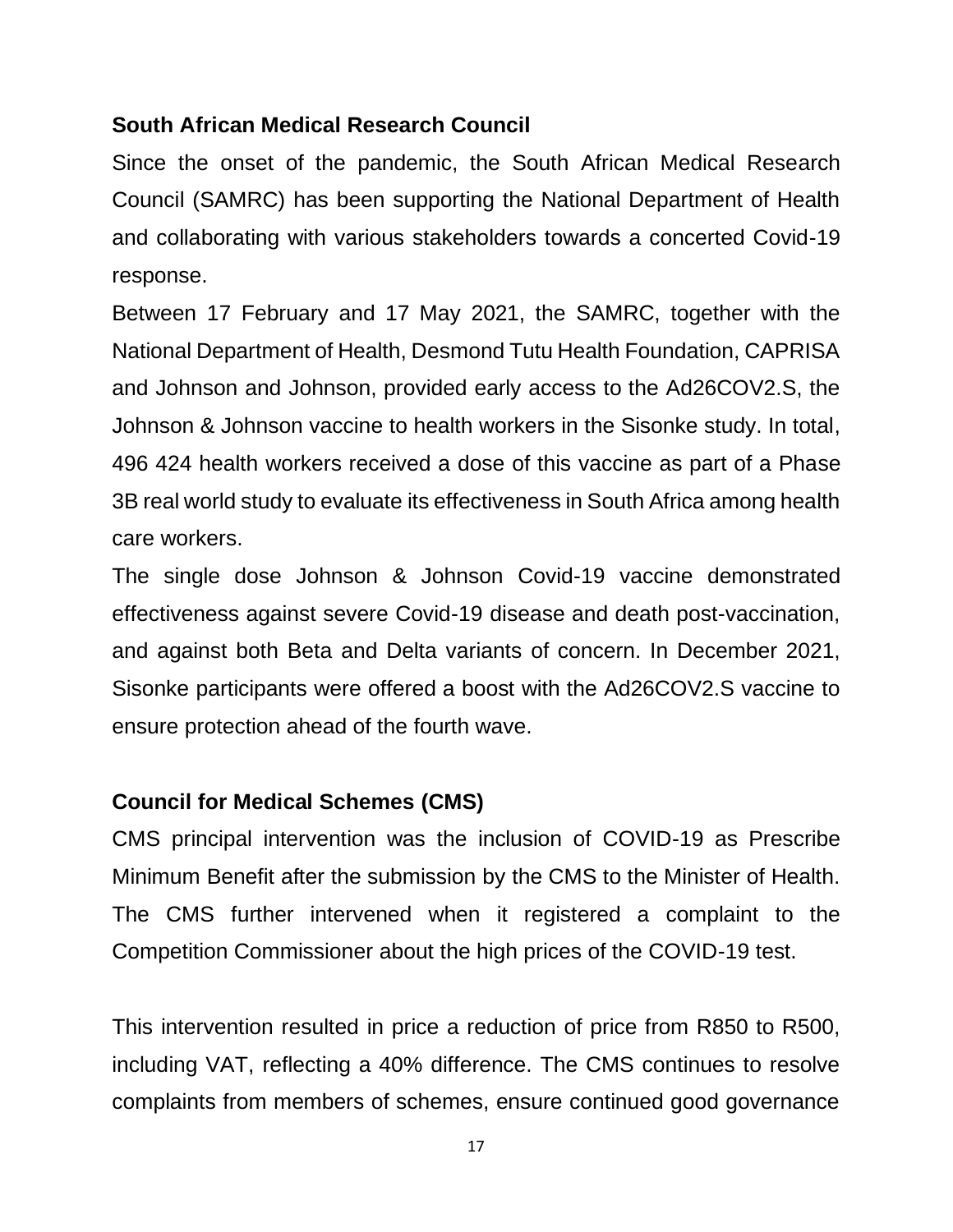**South African Medical Research Council**

Since the onset of the pandemic, the South African Medical Research Council (SAMRC) has been supporting the National Department of Health and collaborating with various stakeholders towards a concerted Covid-19 response.

Between 17 February and 17 May 2021, the SAMRC, together with the National Department of Health, Desmond Tutu Health Foundation, CAPRISA and Johnson and Johnson, provided early access to the Ad26COV2.S, the Johnson & Johnson vaccine to health workers in the Sisonke study. In total, 496 424 health workers received a dose of this vaccine as part of a Phase 3B real world study to evaluate its effectiveness in South Africa among health care workers.

The single dose Johnson & Johnson Covid-19 vaccine demonstrated effectiveness against severe Covid-19 disease and death post-vaccination, and against both Beta and Delta variants of concern. In December 2021, Sisonke participants were offered a boost with the Ad26COV2.S vaccine to ensure protection ahead of the fourth wave.

**Council for Medical Schemes (CMS)**

CMS principal intervention was the inclusion of COVID-19 as Prescribe Minimum Benefit after the submission by the CMS to the Minister of Health. The CMS further intervened when it registered a complaint to the Competition Commissioner about the high prices of the COVID-19 test.

This intervention resulted in price a reduction of price from R850 to R500, including VAT, reflecting a 40% difference. The CMS continues to resolve complaints from members of schemes, ensure continued good governance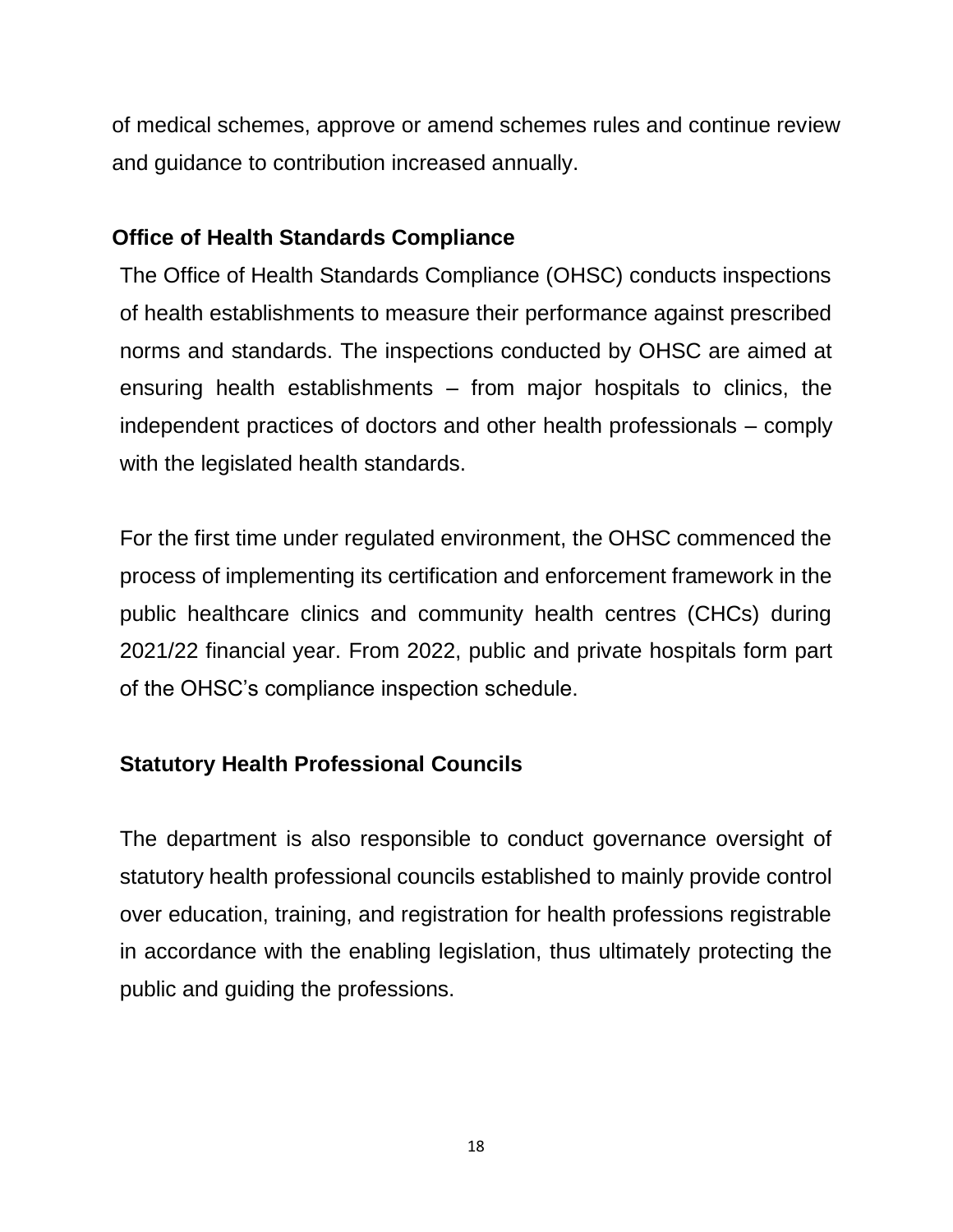of medical schemes, approve or amend schemes rules and continue review and guidance to contribution increased annually.

## Office of Health Standards Compliance

The Office of Health Standards Compliance (OHSC) conducts inspections of health establishments to measure their performance against prescribed norms and standards. The inspections conducted by OHSC are aimed at ensuring health establishments – from major hospitals to clinics, the independent practices of doctors and other health professionals – comply with the legislated health standards.

For the first time under regulated environment, the OHSC commenced the process of implementing its certification and enforcement framework in the public healthcare clinics and community health centres (CHCs) during 2021/22 financial year. From 2022, public and private hospitals form part of the OHSC's compliance inspection schedule.

## Statutory Health Professional Councils

The department is also responsible to conduct governance oversight of statutory health professional councils established to mainly provide control over education, training, and registration for health professions registrable in accordance with the enabling legislation, thus ultimately protecting the public and guiding the professions.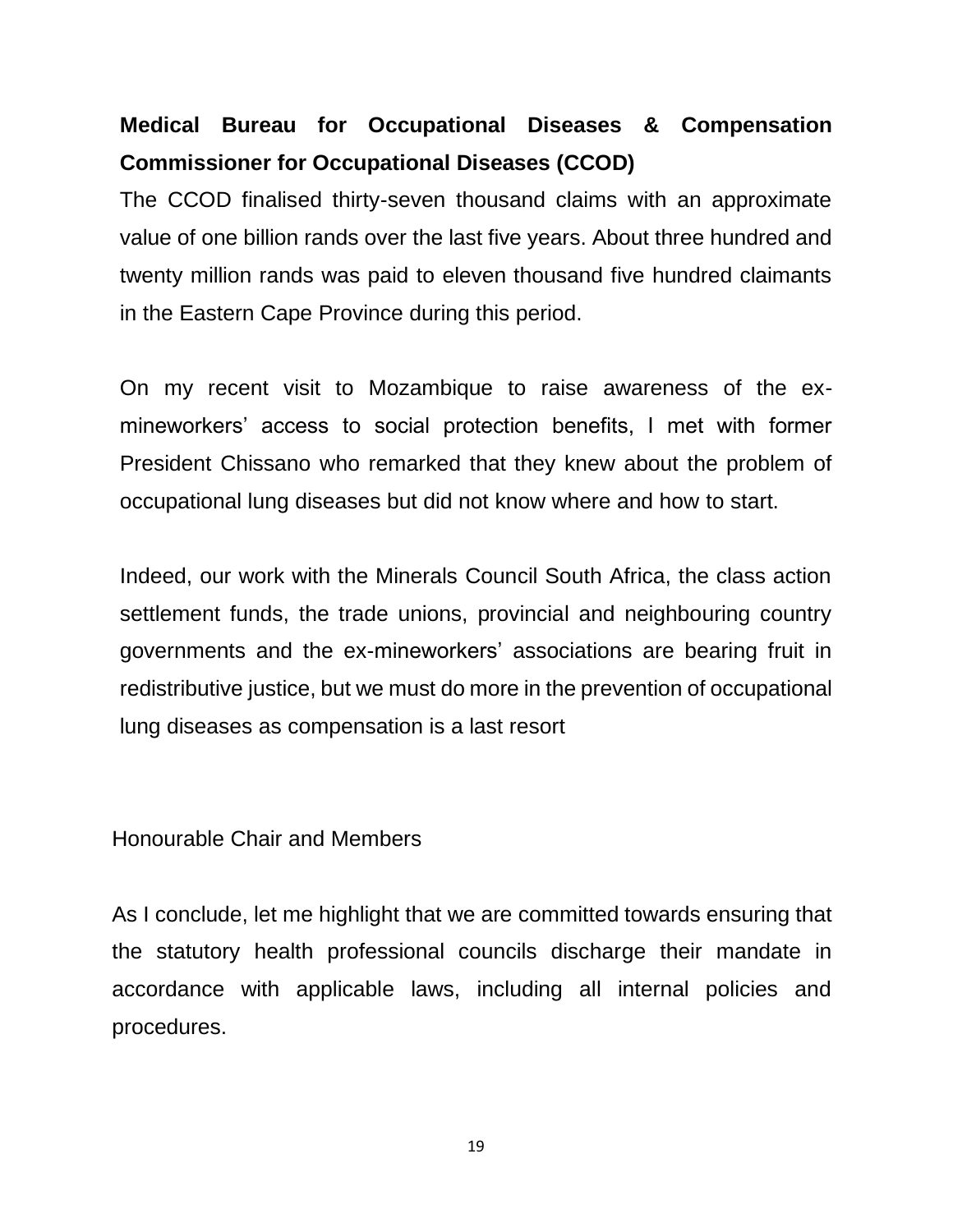**Medical Bureau for Occupational Diseases & Compensation Commissioner for Occupational Diseases (CCOD)**

The CCOD finalised thirty-seven thousand claims with an approximate value of one billion rands over the last five years. About three hundred and twenty million rands was paid to eleven thousand five hundred claimants in the Eastern Cape Province during this period.

On my recent visit to Mozambique to raise awareness of the ex-mineworkers' access to social protection benefits, I met with former President Chissano who remarked that they knew about the problem of occupational lung diseases but did not know where and how to start.

Indeed, our work with the Minerals Council South Africa, the class action settlement funds, the trade unions, provincial and neighbouring country governments and the ex-mineworkers' associations are bearing fruit in redistributive justice, but we must do more in the prevention of occupational lung diseases as compensation is a last resort

Honourable Chair and Members

As I conclude, let me highlight that we are committed towards ensuring that the statutory health professional councils discharge their mandate in accordance with applicable laws, including all internal policies and procedures.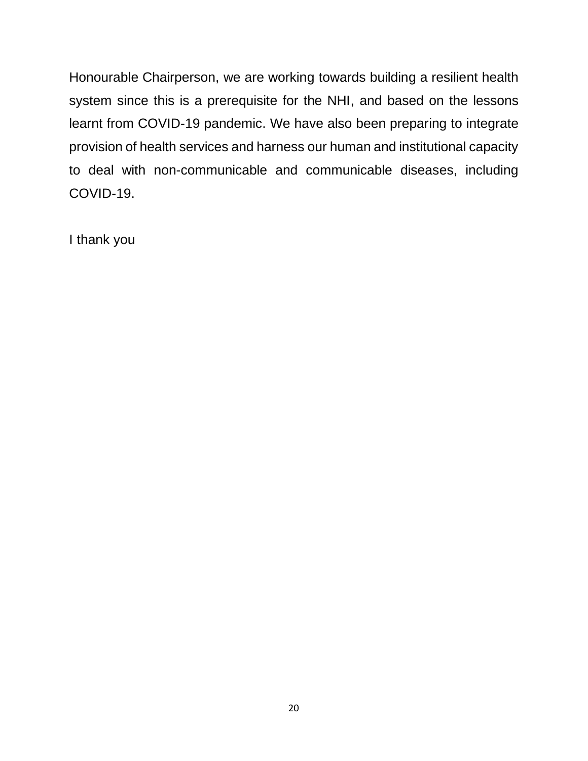Honourable Chairperson, we are working towards building a resilient health system since this is a prerequisite for the NHI, and based on the lessons learnt from COVID-19 pandemic. We have also been preparing to integrate provision of health services and harness our human and institutional capacity to deal with non-communicable and communicable diseases, including COVID-19.

I thank you